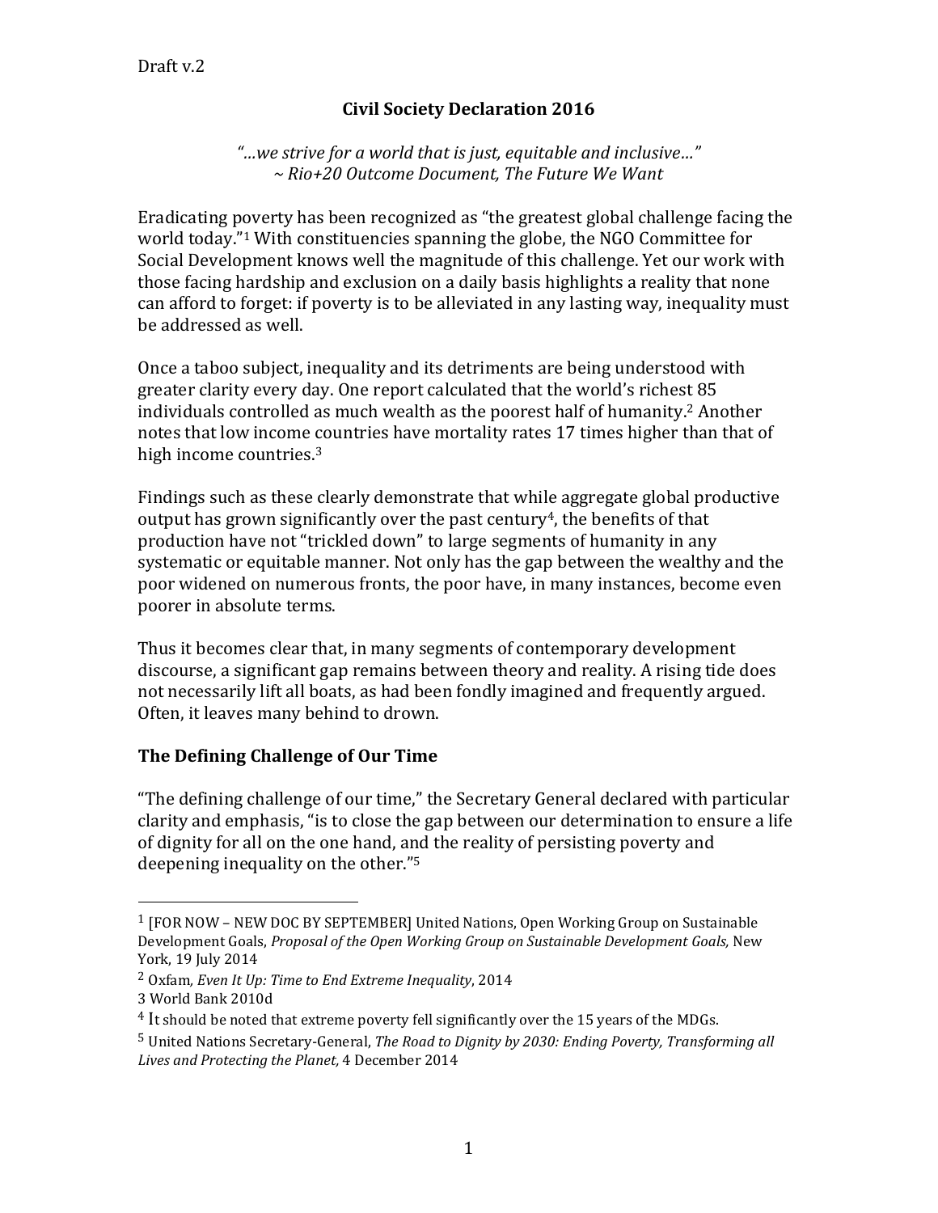Draft v.2

# Civil Society Declaration 2016

*"…we strive for a world that is just, equitable and inclusive…"*
*~ Rio+20 Outcome Document, The Future We Want*

Eradicating poverty has been recognized as "the greatest global challenge facing the world today."[1] With constituencies spanning the globe, the NGO Committee for Social Development knows well the magnitude of this challenge. Yet our work with those facing hardship and exclusion on a daily basis highlights a reality that none can afford to forget: if poverty is to be alleviated in any lasting way, inequality must be addressed as well.

Once a taboo subject, inequality and its detriments are being understood with greater clarity every day. One report calculated that the world's richest 85 individuals controlled as much wealth as the poorest half of humanity.[2] Another notes that low income countries have mortality rates 17 times higher than that of high income countries.[3]

Findings such as these clearly demonstrate that while aggregate global productive output has grown significantly over the past century[4], the benefits of that production have not "trickled down" to large segments of humanity in any systematic or equitable manner. Not only has the gap between the wealthy and the poor widened on numerous fronts, the poor have, in many instances, become even poorer in absolute terms.

Thus it becomes clear that, in many segments of contemporary development discourse, a significant gap remains between theory and reality. A rising tide does not necessarily lift all boats, as had been fondly imagined and frequently argued. Often, it leaves many behind to drown.

## The Defining Challenge of Our Time

"The defining challenge of our time," the Secretary General declared with particular clarity and emphasis, "is to close the gap between our determination to ensure a life of dignity for all on the one hand, and the reality of persisting poverty and deepening inequality on the other."[5]

---

[1] [FOR NOW – NEW DOC BY SEPTEMBER] United Nations, Open Working Group on Sustainable Development Goals, *Proposal of the Open Working Group on Sustainable Development Goals,* New York, 19 July 2014

[2] Oxfam*, Even It Up: Time to End Extreme Inequality*, 2014

[3] World Bank 2010d

[4] It should be noted that extreme poverty fell significantly over the 15 years of the MDGs.

[5] United Nations Secretary-General, *The Road to Dignity by 2030: Ending Poverty, Transforming all Lives and Protecting the Planet,* 4 December 2014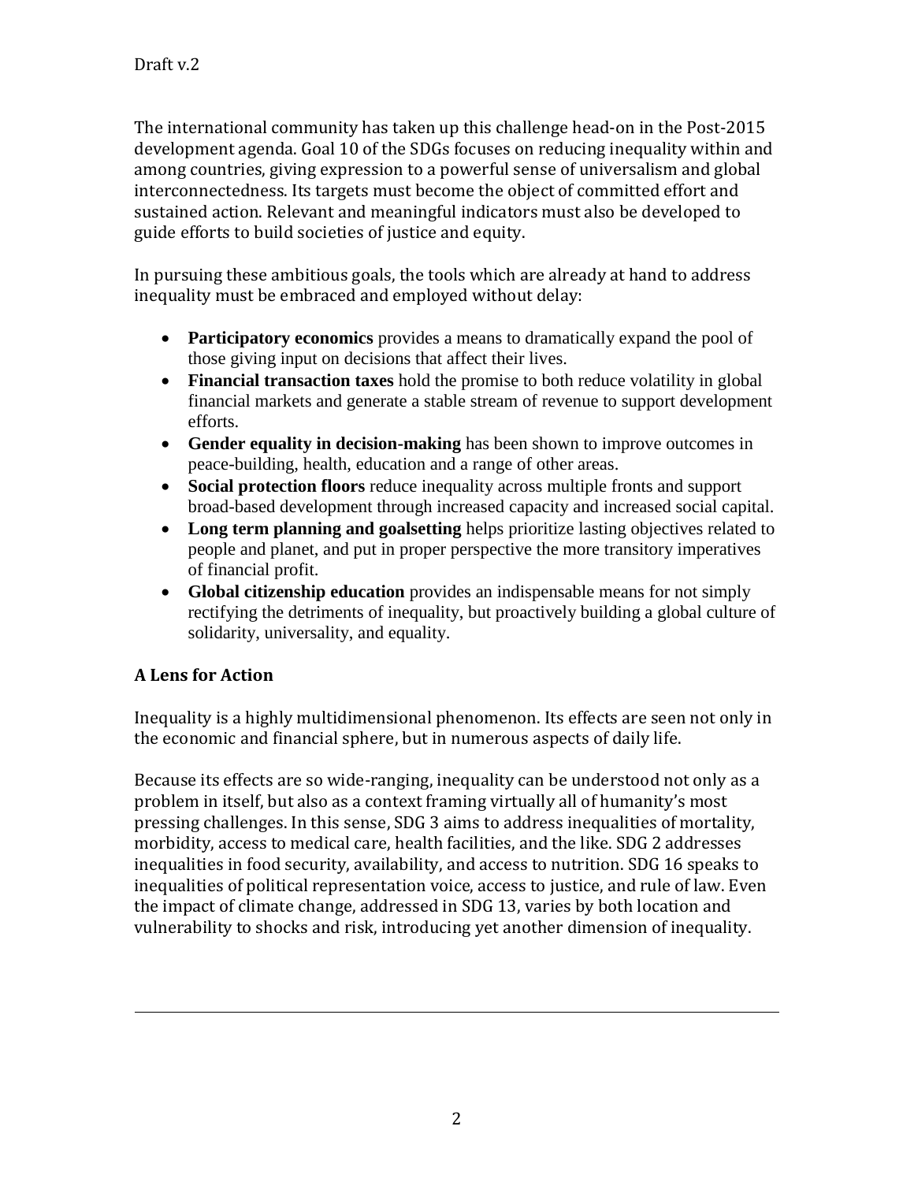The international community has taken up this challenge head-on in the Post-2015 development agenda. Goal 10 of the SDGs focuses on reducing inequality within and among countries, giving expression to a powerful sense of universalism and global interconnectedness. Its targets must become the object of committed effort and sustained action. Relevant and meaningful indicators must also be developed to guide efforts to build societies of justice and equity.

In pursuing these ambitious goals, the tools which are already at hand to address inequality must be embraced and employed without delay:

- **Participatory economics** provides a means to dramatically expand the pool of those giving input on decisions that affect their lives.
- **Financial transaction taxes** hold the promise to both reduce volatility in global financial markets and generate a stable stream of revenue to support development efforts.
- **Gender equality in decision-making** has been shown to improve outcomes in peace-building, health, education and a range of other areas.
- **Social protection floors** reduce inequality across multiple fronts and support broad-based development through increased capacity and increased social capital.
- **Long term planning and goalsetting** helps prioritize lasting objectives related to people and planet, and put in proper perspective the more transitory imperatives of financial profit.
- **Global citizenship education** provides an indispensable means for not simply rectifying the detriments of inequality, but proactively building a global culture of solidarity, universality, and equality.

## A Lens for Action

Inequality is a highly multidimensional phenomenon. Its effects are seen not only in the economic and financial sphere, but in numerous aspects of daily life.

Because its effects are so wide-ranging, inequality can be understood not only as a problem in itself, but also as a context framing virtually all of humanity's most pressing challenges. In this sense, SDG 3 aims to address inequalities of mortality, morbidity, access to medical care, health facilities, and the like. SDG 2 addresses inequalities in food security, availability, and access to nutrition. SDG 16 speaks to inequalities of political representation voice, access to justice, and rule of law. Even the impact of climate change, addressed in SDG 13, varies by both location and vulnerability to shocks and risk, introducing yet another dimension of inequality.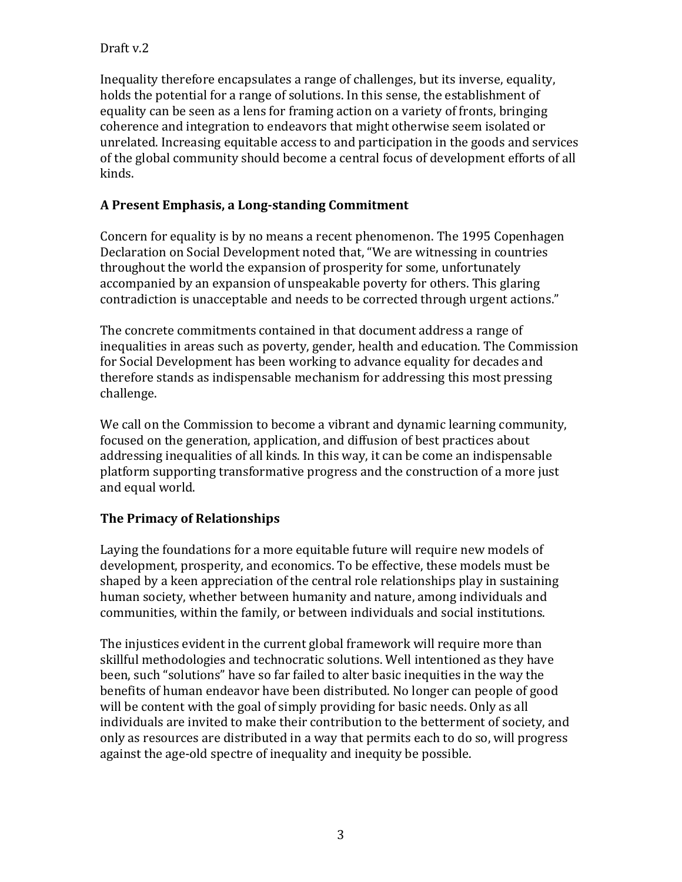Draft v.2

Inequality therefore encapsulates a range of challenges, but its inverse, equality, holds the potential for a range of solutions. In this sense, the establishment of equality can be seen as a lens for framing action on a variety of fronts, bringing coherence and integration to endeavors that might otherwise seem isolated or unrelated. Increasing equitable access to and participation in the goods and services of the global community should become a central focus of development efforts of all kinds.

## A Present Emphasis, a Long-standing Commitment

Concern for equality is by no means a recent phenomenon. The 1995 Copenhagen Declaration on Social Development noted that, "We are witnessing in countries throughout the world the expansion of prosperity for some, unfortunately accompanied by an expansion of unspeakable poverty for others. This glaring contradiction is unacceptable and needs to be corrected through urgent actions."

The concrete commitments contained in that document address a range of inequalities in areas such as poverty, gender, health and education. The Commission for Social Development has been working to advance equality for decades and therefore stands as indispensable mechanism for addressing this most pressing challenge.

We call on the Commission to become a vibrant and dynamic learning community, focused on the generation, application, and diffusion of best practices about addressing inequalities of all kinds. In this way, it can be come an indispensable platform supporting transformative progress and the construction of a more just and equal world.

## The Primacy of Relationships

Laying the foundations for a more equitable future will require new models of development, prosperity, and economics. To be effective, these models must be shaped by a keen appreciation of the central role relationships play in sustaining human society, whether between humanity and nature, among individuals and communities, within the family, or between individuals and social institutions.

The injustices evident in the current global framework will require more than skillful methodologies and technocratic solutions. Well intentioned as they have been, such "solutions" have so far failed to alter basic inequities in the way the benefits of human endeavor have been distributed. No longer can people of good will be content with the goal of simply providing for basic needs. Only as all individuals are invited to make their contribution to the betterment of society, and only as resources are distributed in a way that permits each to do so, will progress against the age-old spectre of inequality and inequity be possible.